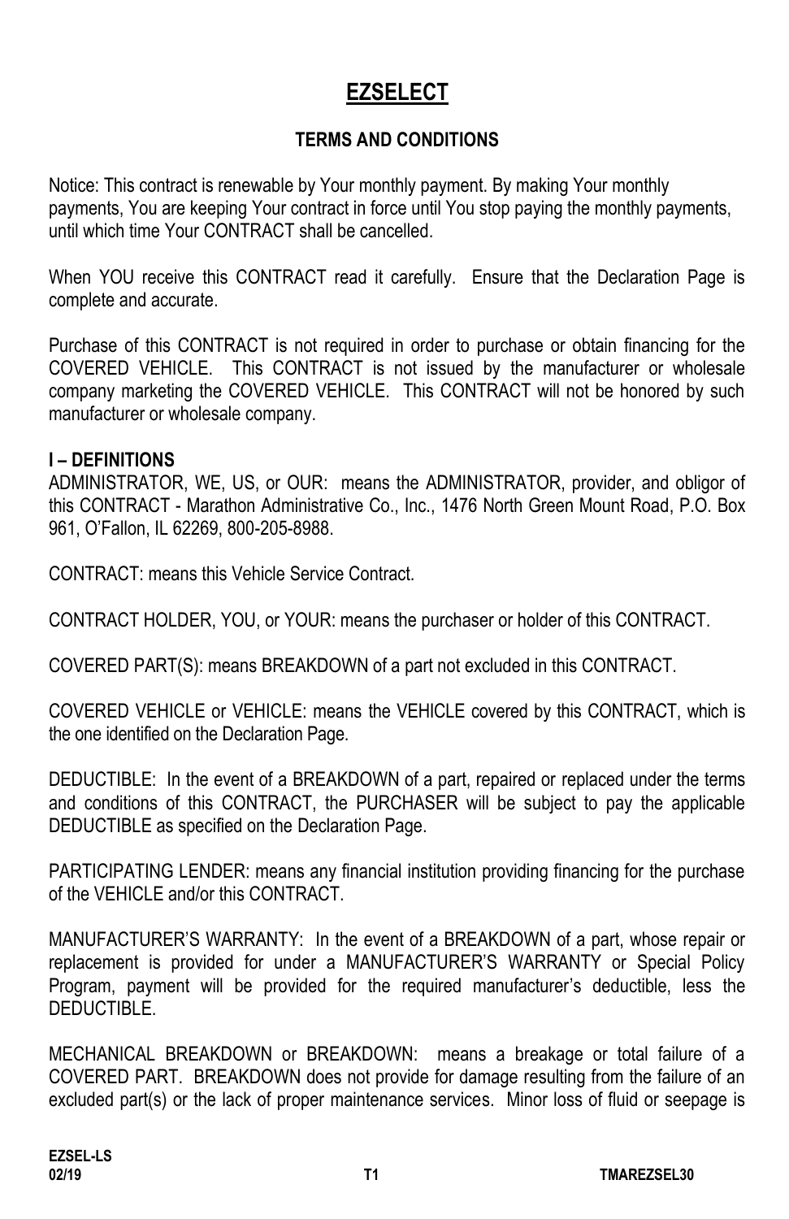# EZSELECT

## TERMS AND CONDITIONS

Notice: This contract is renewable by Your monthly payment. By making Your monthly payments, You are keeping Your contract in force until You stop paying the monthly payments, until which time Your CONTRACT shall be cancelled.

When YOU receive this CONTRACT read it carefully. Ensure that the Declaration Page is complete and accurate.

Purchase of this CONTRACT is not required in order to purchase or obtain financing for the COVERED VEHICLE. This CONTRACT is not issued by the manufacturer or wholesale company marketing the COVERED VEHICLE. This CONTRACT will not be honored by such manufacturer or wholesale company.

### I – DEFINITIONS

ADMINISTRATOR, WE, US, or OUR: means the ADMINISTRATOR, provider, and obligor of this CONTRACT - Marathon Administrative Co., Inc., 1476 North Green Mount Road, P.O. Box 961, O'Fallon, IL 62269, 800-205-8988.

CONTRACT: means this Vehicle Service Contract.

CONTRACT HOLDER, YOU, or YOUR: means the purchaser or holder of this CONTRACT.

COVERED PART(S): means BREAKDOWN of a part not excluded in this CONTRACT.

COVERED VEHICLE or VEHICLE: means the VEHICLE covered by this CONTRACT, which is the one identified on the Declaration Page.

DEDUCTIBLE: In the event of a BREAKDOWN of a part, repaired or replaced under the terms and conditions of this CONTRACT, the PURCHASER will be subject to pay the applicable DEDUCTIBLE as specified on the Declaration Page.

PARTICIPATING LENDER: means any financial institution providing financing for the purchase of the VEHICLE and/or this CONTRACT.

MANUFACTURER'S WARRANTY: In the event of a BREAKDOWN of a part, whose repair or replacement is provided for under a MANUFACTURER'S WARRANTY or Special Policy Program, payment will be provided for the required manufacturer's deductible, less the DEDUCTIBLE.

MECHANICAL BREAKDOWN or BREAKDOWN: means a breakage or total failure of a COVERED PART. BREAKDOWN does not provide for damage resulting from the failure of an excluded part(s) or the lack of proper maintenance services. Minor loss of fluid or seepage is

EZSEL-LS
02/19 T1 TMAREZSEL30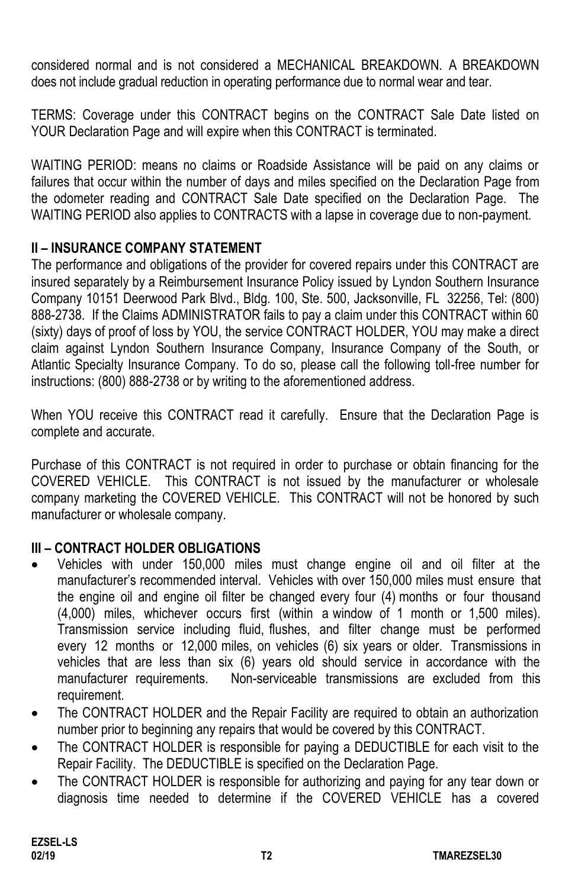considered normal and is not considered a MECHANICAL BREAKDOWN. A BREAKDOWN does not include gradual reduction in operating performance due to normal wear and tear.

TERMS: Coverage under this CONTRACT begins on the CONTRACT Sale Date listed on YOUR Declaration Page and will expire when this CONTRACT is terminated.

WAITING PERIOD: means no claims or Roadside Assistance will be paid on any claims or failures that occur within the number of days and miles specified on the Declaration Page from the odometer reading and CONTRACT Sale Date specified on the Declaration Page. The WAITING PERIOD also applies to CONTRACTS with a lapse in coverage due to non-payment.

## II – INSURANCE COMPANY STATEMENT

The performance and obligations of the provider for covered repairs under this CONTRACT are insured separately by a Reimbursement Insurance Policy issued by Lyndon Southern Insurance Company 10151 Deerwood Park Blvd., Bldg. 100, Ste. 500, Jacksonville, FL 32256, Tel: (800) 888-2738. If the Claims ADMINISTRATOR fails to pay a claim under this CONTRACT within 60 (sixty) days of proof of loss by YOU, the service CONTRACT HOLDER, YOU may make a direct claim against Lyndon Southern Insurance Company, Insurance Company of the South, or Atlantic Specialty Insurance Company. To do so, please call the following toll-free number for instructions: (800) 888-2738 or by writing to the aforementioned address.

When YOU receive this CONTRACT read it carefully. Ensure that the Declaration Page is complete and accurate.

Purchase of this CONTRACT is not required in order to purchase or obtain financing for the COVERED VEHICLE. This CONTRACT is not issued by the manufacturer or wholesale company marketing the COVERED VEHICLE. This CONTRACT will not be honored by such manufacturer or wholesale company.

## III – CONTRACT HOLDER OBLIGATIONS

- Vehicles with under 150,000 miles must change engine oil and oil filter at the manufacturer's recommended interval. Vehicles with over 150,000 miles must ensure that the engine oil and engine oil filter be changed every four (4) months or four thousand (4,000) miles, whichever occurs first (within a window of 1 month or 1,500 miles). Transmission service including fluid, flushes, and filter change must be performed every 12 months or 12,000 miles, on vehicles (6) six years or older. Transmissions in vehicles that are less than six (6) years old should service in accordance with the manufacturer requirements. Non-serviceable transmissions are excluded from this requirement.
- The CONTRACT HOLDER and the Repair Facility are required to obtain an authorization number prior to beginning any repairs that would be covered by this CONTRACT.
- The CONTRACT HOLDER is responsible for paying a DEDUCTIBLE for each visit to the Repair Facility. The DEDUCTIBLE is specified on the Declaration Page.
- The CONTRACT HOLDER is responsible for authorizing and paying for any tear down or diagnosis time needed to determine if the COVERED VEHICLE has a covered

EZSEL-LS
02/19 T2 TMAREZSEL30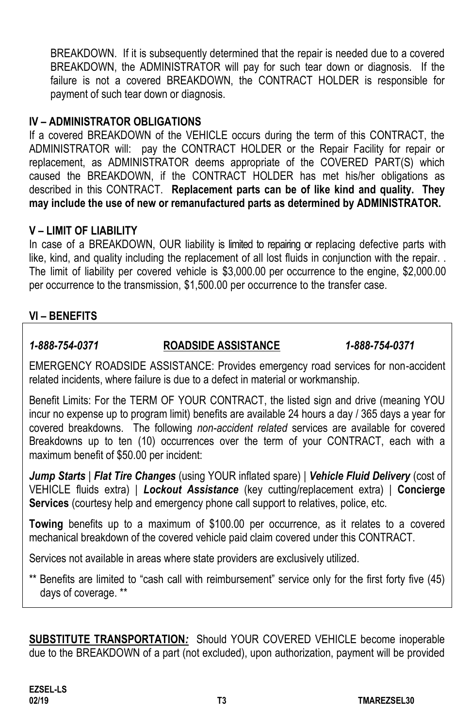BREAKDOWN. If it is subsequently determined that the repair is needed due to a covered BREAKDOWN, the ADMINISTRATOR will pay for such tear down or diagnosis. If the failure is not a covered BREAKDOWN, the CONTRACT HOLDER is responsible for payment of such tear down or diagnosis.

## IV – ADMINISTRATOR OBLIGATIONS

If a covered BREAKDOWN of the VEHICLE occurs during the term of this CONTRACT, the ADMINISTRATOR will: pay the CONTRACT HOLDER or the Repair Facility for repair or replacement, as ADMINISTRATOR deems appropriate of the COVERED PART(S) which caused the BREAKDOWN, if the CONTRACT HOLDER has met his/her obligations as described in this CONTRACT. **Replacement parts can be of like kind and quality. They may include the use of new or remanufactured parts as determined by ADMINISTRATOR.**

## V – LIMIT OF LIABILITY

In case of a BREAKDOWN, OUR liability is limited to repairing or replacing defective parts with like, kind, and quality including the replacement of all lost fluids in conjunction with the repair. . The limit of liability per covered vehicle is $3,000.00 per occurrence to the engine, $2,000.00 per occurrence to the transmission, $1,500.00 per occurrence to the transfer case.

## VI – BENEFITS

***1-888-754-0371*** **ROADSIDE ASSISTANCE** ***1-888-754-0371***

EMERGENCY ROADSIDE ASSISTANCE: Provides emergency road services for non-accident related incidents, where failure is due to a defect in material or workmanship.

Benefit Limits: For the TERM OF YOUR CONTRACT, the listed sign and drive (meaning YOU incur no expense up to program limit) benefits are available 24 hours a day / 365 days a year for covered breakdowns. The following *non-accident related* services are available for covered Breakdowns up to ten (10) occurrences over the term of your CONTRACT, each with a maximum benefit of $50.00 per incident:

***Jump Starts*** | ***Flat Tire Changes*** (using YOUR inflated spare) | ***Vehicle Fluid Delivery*** (cost of VEHICLE fluids extra) | ***Lockout Assistance*** (key cutting/replacement extra) | **Concierge Services** (courtesy help and emergency phone call support to relatives, police, etc.

**Towing** benefits up to a maximum of $100.00 per occurrence, as it relates to a covered mechanical breakdown of the covered vehicle paid claim covered under this CONTRACT.

Services not available in areas where state providers are exclusively utilized.

** Benefits are limited to "cash call with reimbursement" service only for the first forty five (45) days of coverage. **

**SUBSTITUTE TRANSPORTATION*:*** Should YOUR COVERED VEHICLE become inoperable due to the BREAKDOWN of a part (not excluded), upon authorization, payment will be provided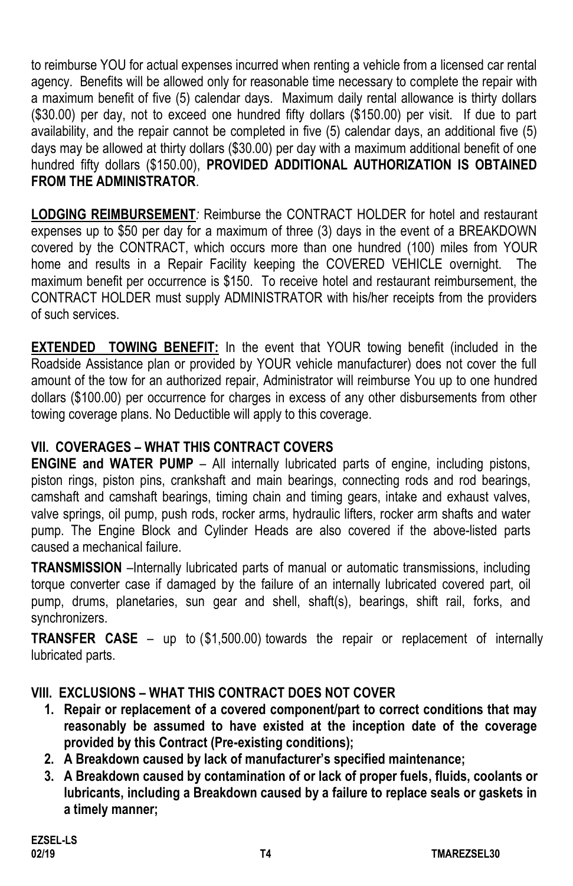to reimburse YOU for actual expenses incurred when renting a vehicle from a licensed car rental agency. Benefits will be allowed only for reasonable time necessary to complete the repair with a maximum benefit of five (5) calendar days. Maximum daily rental allowance is thirty dollars ($30.00) per day, not to exceed one hundred fifty dollars ($150.00) per visit. If due to part availability, and the repair cannot be completed in five (5) calendar days, an additional five (5) days may be allowed at thirty dollars ($30.00) per day with a maximum additional benefit of one hundred fifty dollars ($150.00), **PROVIDED ADDITIONAL AUTHORIZATION IS OBTAINED FROM THE ADMINISTRATOR**.

**LODGING REIMBURSEMENT***:* Reimburse the CONTRACT HOLDER for hotel and restaurant expenses up to $50 per day for a maximum of three (3) days in the event of a BREAKDOWN covered by the CONTRACT, which occurs more than one hundred (100) miles from YOUR home and results in a Repair Facility keeping the COVERED VEHICLE overnight. The maximum benefit per occurrence is $150. To receive hotel and restaurant reimbursement, the CONTRACT HOLDER must supply ADMINISTRATOR with his/her receipts from the providers of such services.

**EXTENDED TOWING BENEFIT:** In the event that YOUR towing benefit (included in the Roadside Assistance plan or provided by YOUR vehicle manufacturer) does not cover the full amount of the tow for an authorized repair, Administrator will reimburse You up to one hundred dollars ($100.00) per occurrence for charges in excess of any other disbursements from other towing coverage plans. No Deductible will apply to this coverage.

## VII. COVERAGES – WHAT THIS CONTRACT COVERS

**ENGINE and WATER PUMP** – All internally lubricated parts of engine, including pistons, piston rings, piston pins, crankshaft and main bearings, connecting rods and rod bearings, camshaft and camshaft bearings, timing chain and timing gears, intake and exhaust valves, valve springs, oil pump, push rods, rocker arms, hydraulic lifters, rocker arm shafts and water pump. The Engine Block and Cylinder Heads are also covered if the above-listed parts caused a mechanical failure.

**TRANSMISSION** –Internally lubricated parts of manual or automatic transmissions, including torque converter case if damaged by the failure of an internally lubricated covered part, oil pump, drums, planetaries, sun gear and shell, shaft(s), bearings, shift rail, forks, and synchronizers.

**TRANSFER CASE** – up to ($1,500.00) towards the repair or replacement of internally lubricated parts.

## VIII. EXCLUSIONS – WHAT THIS CONTRACT DOES NOT COVER

1. **Repair or replacement of a covered component/part to correct conditions that may reasonably be assumed to have existed at the inception date of the coverage provided by this Contract (Pre-existing conditions);**
2. **A Breakdown caused by lack of manufacturer's specified maintenance;**
3. **A Breakdown caused by contamination of or lack of proper fuels, fluids, coolants or lubricants, including a Breakdown caused by a failure to replace seals or gaskets in a timely manner;**

EZSEL-LS
02/19 T4 TMAREZSEL30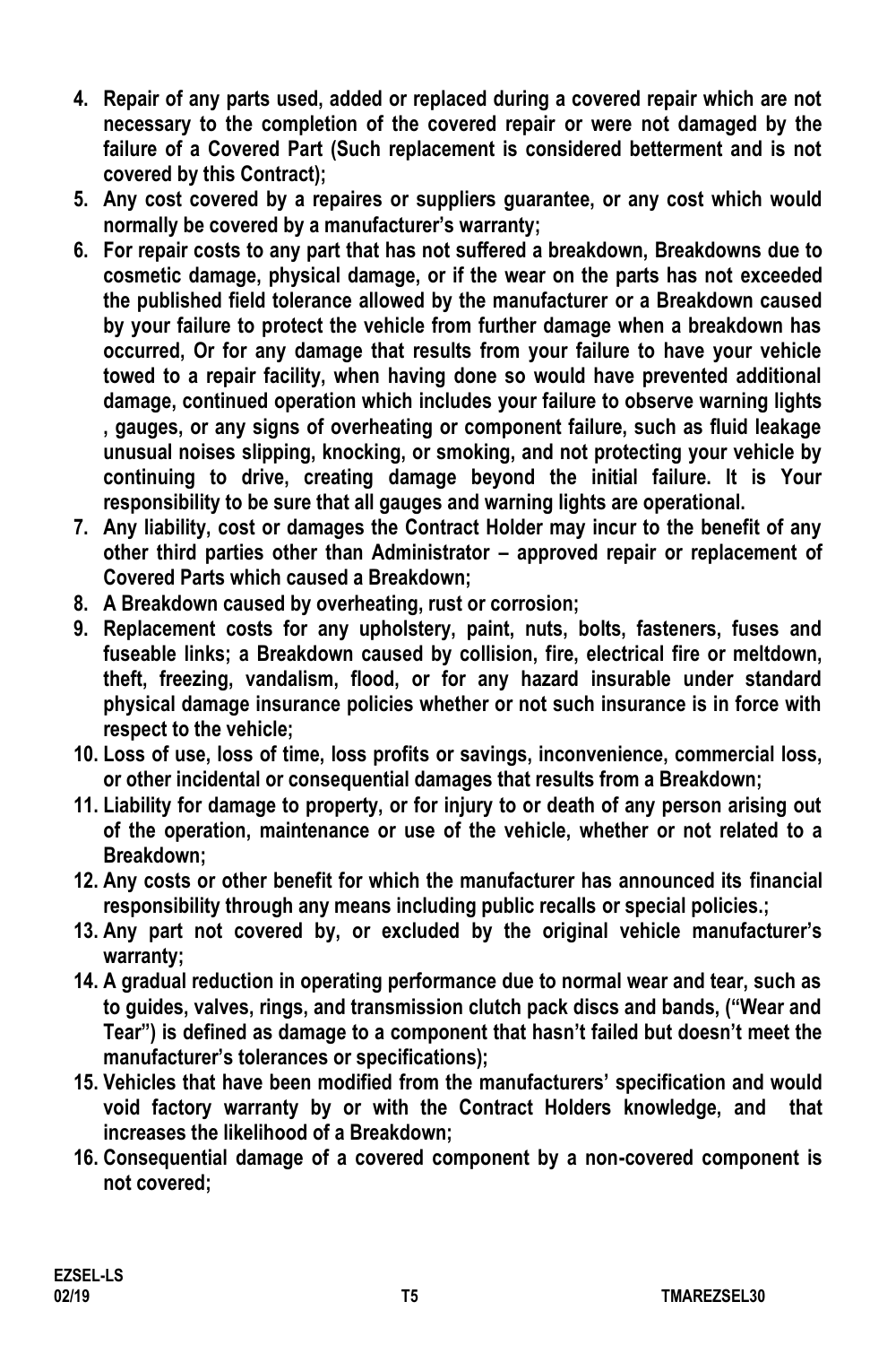4. **Repair of any parts used, added or replaced during a covered repair which are not necessary to the completion of the covered repair or were not damaged by the failure of a Covered Part (Such replacement is considered betterment and is not covered by this Contract);**
5. **Any cost covered by a repaires or suppliers guarantee, or any cost which would normally be covered by a manufacturer's warranty;**
6. **For repair costs to any part that has not suffered a breakdown, Breakdowns due to cosmetic damage, physical damage, or if the wear on the parts has not exceeded the published field tolerance allowed by the manufacturer or a Breakdown caused by your failure to protect the vehicle from further damage when a breakdown has occurred, Or for any damage that results from your failure to have your vehicle towed to a repair facility, when having done so would have prevented additional damage, continued operation which includes your failure to observe warning lights , gauges, or any signs of overheating or component failure, such as fluid leakage unusual noises slipping, knocking, or smoking, and not protecting your vehicle by continuing to drive, creating damage beyond the initial failure. It is Your responsibility to be sure that all gauges and warning lights are operational.**
7. **Any liability, cost or damages the Contract Holder may incur to the benefit of any other third parties other than Administrator – approved repair or replacement of Covered Parts which caused a Breakdown;**
8. **A Breakdown caused by overheating, rust or corrosion;**
9. **Replacement costs for any upholstery, paint, nuts, bolts, fasteners, fuses and fuseable links; a Breakdown caused by collision, fire, electrical fire or meltdown, theft, freezing, vandalism, flood, or for any hazard insurable under standard physical damage insurance policies whether or not such insurance is in force with respect to the vehicle;**
10. **Loss of use, loss of time, loss profits or savings, inconvenience, commercial loss, or other incidental or consequential damages that results from a Breakdown;**
11. **Liability for damage to property, or for injury to or death of any person arising out of the operation, maintenance or use of the vehicle, whether or not related to a Breakdown;**
12. **Any costs or other benefit for which the manufacturer has announced its financial responsibility through any means including public recalls or special policies.;**
13. **Any part not covered by, or excluded by the original vehicle manufacturer's warranty;**
14. **A gradual reduction in operating performance due to normal wear and tear, such as to guides, valves, rings, and transmission clutch pack discs and bands, ("Wear and Tear") is defined as damage to a component that hasn't failed but doesn't meet the manufacturer's tolerances or specifications);**
15. **Vehicles that have been modified from the manufacturers' specification and would void factory warranty by or with the Contract Holders knowledge, and that increases the likelihood of a Breakdown;**
16. **Consequential damage of a covered component by a non-covered component is not covered;**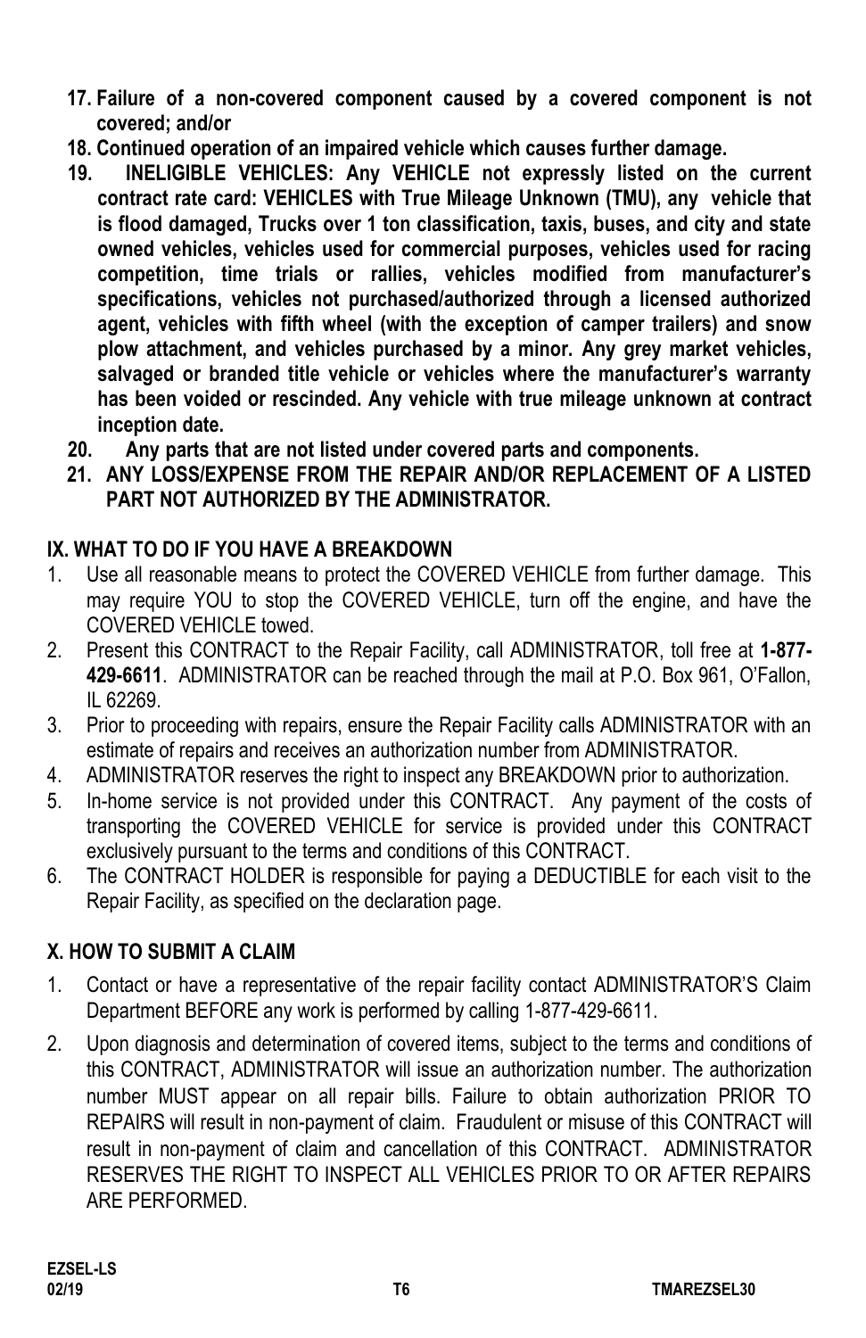17. **Failure of a non-covered component caused by a covered component is not covered; and/or**
18. **Continued operation of an impaired vehicle which causes further damage.**
19. **INELIGIBLE VEHICLES: Any VEHICLE not expressly listed on the current contract rate card: VEHICLES with True Mileage Unknown (TMU), any vehicle that is flood damaged, Trucks over 1 ton classification, taxis, buses, and city and state owned vehicles, vehicles used for commercial purposes, vehicles used for racing competition, time trials or rallies, vehicles modified from manufacturer's specifications, vehicles not purchased/authorized through a licensed authorized agent, vehicles with fifth wheel (with the exception of camper trailers) and snow plow attachment, and vehicles purchased by a minor. Any grey market vehicles, salvaged or branded title vehicle or vehicles where the manufacturer's warranty has been voided or rescinded. Any vehicle with true mileage unknown at contract inception date.**
20. **Any parts that are not listed under covered parts and components.**
21. **ANY LOSS/EXPENSE FROM THE REPAIR AND/OR REPLACEMENT OF A LISTED PART NOT AUTHORIZED BY THE ADMINISTRATOR.**

## IX. WHAT TO DO IF YOU HAVE A BREAKDOWN

1. Use all reasonable means to protect the COVERED VEHICLE from further damage. This may require YOU to stop the COVERED VEHICLE, turn off the engine, and have the COVERED VEHICLE towed.
2. Present this CONTRACT to the Repair Facility, call ADMINISTRATOR, toll free at **1-877-429-6611**. ADMINISTRATOR can be reached through the mail at P.O. Box 961, O'Fallon, IL 62269.
3. Prior to proceeding with repairs, ensure the Repair Facility calls ADMINISTRATOR with an estimate of repairs and receives an authorization number from ADMINISTRATOR.
4. ADMINISTRATOR reserves the right to inspect any BREAKDOWN prior to authorization.
5. In-home service is not provided under this CONTRACT. Any payment of the costs of transporting the COVERED VEHICLE for service is provided under this CONTRACT exclusively pursuant to the terms and conditions of this CONTRACT.
6. The CONTRACT HOLDER is responsible for paying a DEDUCTIBLE for each visit to the Repair Facility, as specified on the declaration page.

## X. HOW TO SUBMIT A CLAIM

1. Contact or have a representative of the repair facility contact ADMINISTRATOR'S Claim Department BEFORE any work is performed by calling 1-877-429-6611.
2. Upon diagnosis and determination of covered items, subject to the terms and conditions of this CONTRACT, ADMINISTRATOR will issue an authorization number. The authorization number MUST appear on all repair bills. Failure to obtain authorization PRIOR TO REPAIRS will result in non-payment of claim. Fraudulent or misuse of this CONTRACT will result in non-payment of claim and cancellation of this CONTRACT. ADMINISTRATOR RESERVES THE RIGHT TO INSPECT ALL VEHICLES PRIOR TO OR AFTER REPAIRS ARE PERFORMED.

**EZSEL-LS**
**02/19** **T6** **TMAREZSEL30**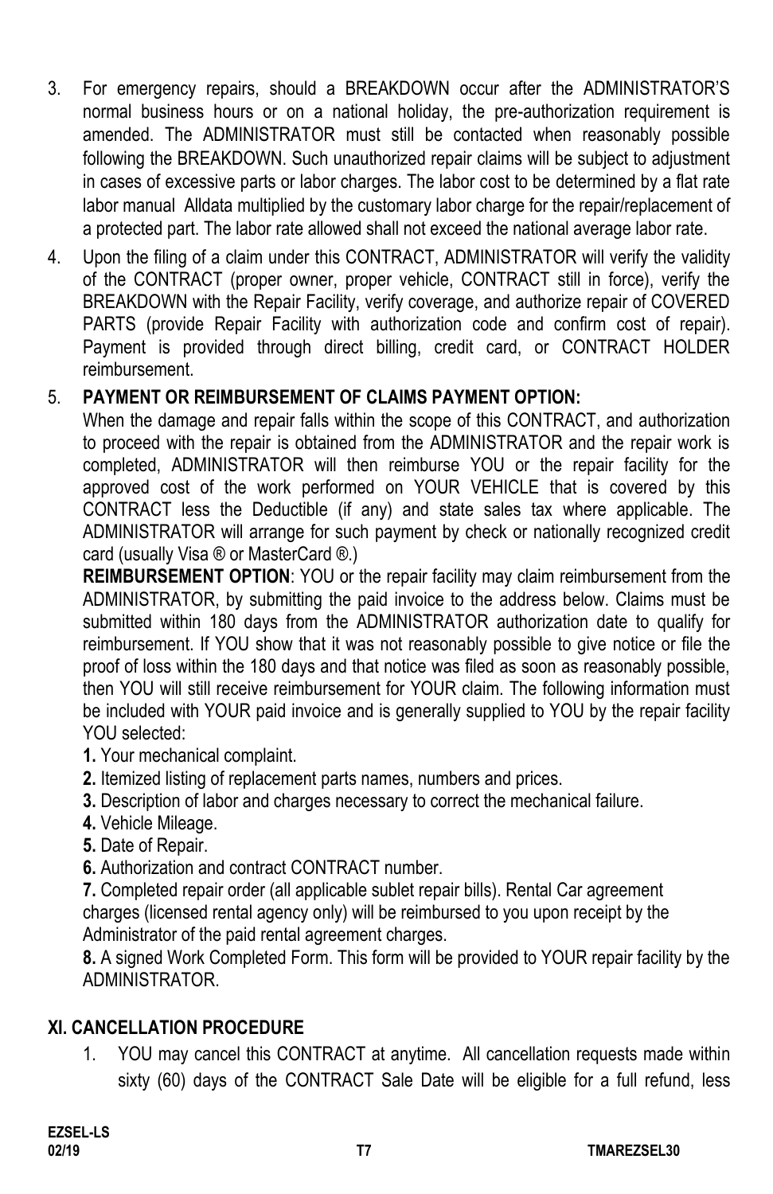3. For emergency repairs, should a BREAKDOWN occur after the ADMINISTRATOR'S normal business hours or on a national holiday, the pre-authorization requirement is amended. The ADMINISTRATOR must still be contacted when reasonably possible following the BREAKDOWN. Such unauthorized repair claims will be subject to adjustment in cases of excessive parts or labor charges. The labor cost to be determined by a flat rate labor manual Alldata multiplied by the customary labor charge for the repair/replacement of a protected part. The labor rate allowed shall not exceed the national average labor rate.
4. Upon the filing of a claim under this CONTRACT, ADMINISTRATOR will verify the validity of the CONTRACT (proper owner, proper vehicle, CONTRACT still in force), verify the BREAKDOWN with the Repair Facility, verify coverage, and authorize repair of COVERED PARTS (provide Repair Facility with authorization code and confirm cost of repair). Payment is provided through direct billing, credit card, or CONTRACT HOLDER reimbursement.
5. **PAYMENT OR REIMBURSEMENT OF CLAIMS PAYMENT OPTION:**
   When the damage and repair falls within the scope of this CONTRACT, and authorization to proceed with the repair is obtained from the ADMINISTRATOR and the repair work is completed, ADMINISTRATOR will then reimburse YOU or the repair facility for the approved cost of the work performed on YOUR VEHICLE that is covered by this CONTRACT less the Deductible (if any) and state sales tax where applicable. The ADMINISTRATOR will arrange for such payment by check or nationally recognized credit card (usually Visa ® or MasterCard ®.)
   **REIMBURSEMENT OPTION**: YOU or the repair facility may claim reimbursement from the ADMINISTRATOR, by submitting the paid invoice to the address below. Claims must be submitted within 180 days from the ADMINISTRATOR authorization date to qualify for reimbursement. If YOU show that it was not reasonably possible to give notice or file the proof of loss within the 180 days and that notice was filed as soon as reasonably possible, then YOU will still receive reimbursement for YOUR claim. The following information must be included with YOUR paid invoice and is generally supplied to YOU by the repair facility YOU selected:
   **1.** Your mechanical complaint.
   **2.** Itemized listing of replacement parts names, numbers and prices.
   **3.** Description of labor and charges necessary to correct the mechanical failure.
   **4.** Vehicle Mileage.
   **5.** Date of Repair.
   **6.** Authorization and contract CONTRACT number.
   **7.** Completed repair order (all applicable sublet repair bills). Rental Car agreement charges (licensed rental agency only) will be reimbursed to you upon receipt by the Administrator of the paid rental agreement charges.
   **8.** A signed Work Completed Form. This form will be provided to YOUR repair facility by the ADMINISTRATOR.

## XI. CANCELLATION PROCEDURE

1. YOU may cancel this CONTRACT at anytime. All cancellation requests made within sixty (60) days of the CONTRACT Sale Date will be eligible for a full refund, less

EZSEL-LS
02/19 T7 TMAREZSEL30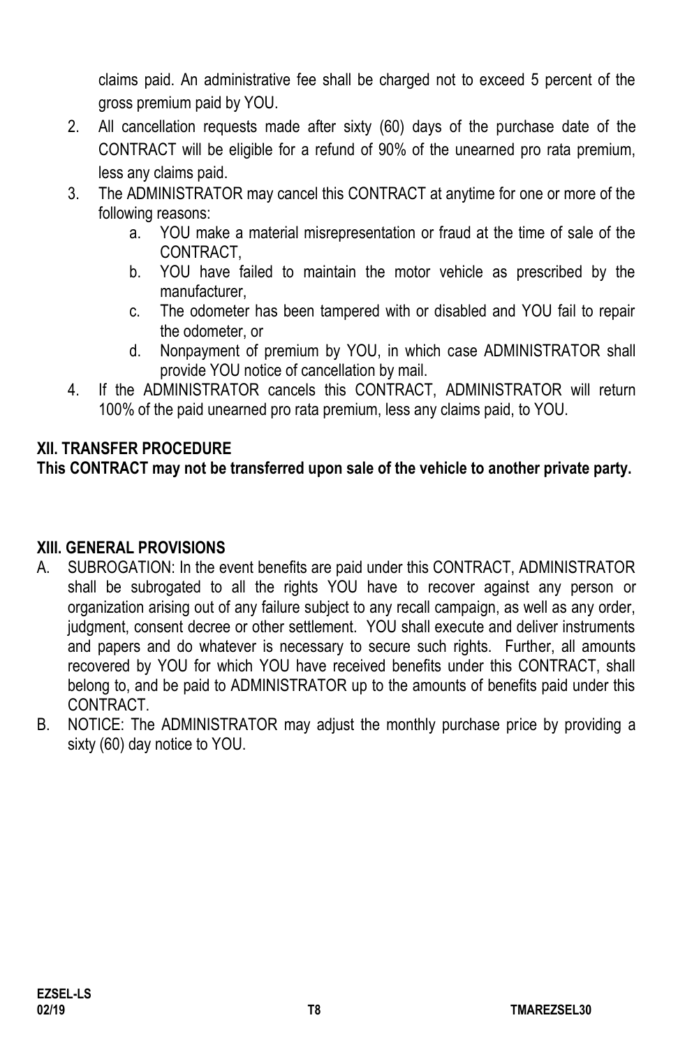claims paid. An administrative fee shall be charged not to exceed 5 percent of the gross premium paid by YOU.

2. All cancellation requests made after sixty (60) days of the purchase date of the CONTRACT will be eligible for a refund of 90% of the unearned pro rata premium, less any claims paid.
3. The ADMINISTRATOR may cancel this CONTRACT at anytime for one or more of the following reasons:
   a. YOU make a material misrepresentation or fraud at the time of sale of the CONTRACT,
   b. YOU have failed to maintain the motor vehicle as prescribed by the manufacturer,
   c. The odometer has been tampered with or disabled and YOU fail to repair the odometer, or
   d. Nonpayment of premium by YOU, in which case ADMINISTRATOR shall provide YOU notice of cancellation by mail.
4. If the ADMINISTRATOR cancels this CONTRACT, ADMINISTRATOR will return 100% of the paid unearned pro rata premium, less any claims paid, to YOU.

## XII. TRANSFER PROCEDURE

**This CONTRACT may not be transferred upon sale of the vehicle to another private party.**

## XIII. GENERAL PROVISIONS

A. SUBROGATION: In the event benefits are paid under this CONTRACT, ADMINISTRATOR shall be subrogated to all the rights YOU have to recover against any person or organization arising out of any failure subject to any recall campaign, as well as any order, judgment, consent decree or other settlement. YOU shall execute and deliver instruments and papers and do whatever is necessary to secure such rights. Further, all amounts recovered by YOU for which YOU have received benefits under this CONTRACT, shall belong to, and be paid to ADMINISTRATOR up to the amounts of benefits paid under this CONTRACT.

B. NOTICE: The ADMINISTRATOR may adjust the monthly purchase price by providing a sixty (60) day notice to YOU.